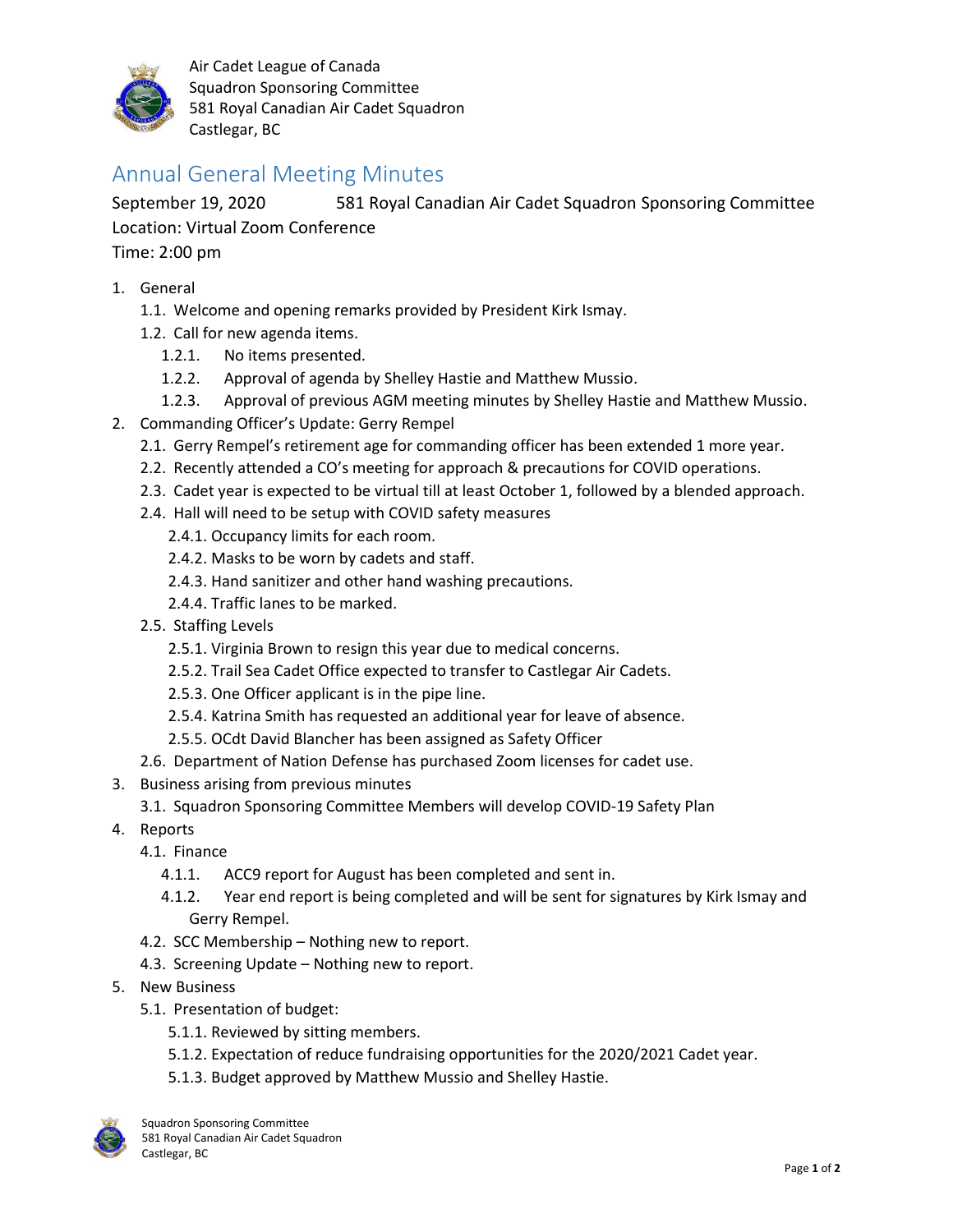Air Cadet League of Canada
Squadron Sponsoring Committee
581 Royal Canadian Air Cadet Squadron
Castlegar, BC

# Annual General Meeting Minutes

September 19, 2020 581 Royal Canadian Air Cadet Squadron Sponsoring Committee
Location: Virtual Zoom Conference
Time: 2:00 pm

1. General
    1.1. Welcome and opening remarks provided by President Kirk Ismay.
    1.2. Call for new agenda items.
        1.2.1. No items presented.
        1.2.2. Approval of agenda by Shelley Hastie and Matthew Mussio.
        1.2.3. Approval of previous AGM meeting minutes by Shelley Hastie and Matthew Mussio.
2. Commanding Officer's Update: Gerry Rempel
    2.1. Gerry Rempel's retirement age for commanding officer has been extended 1 more year.
    2.2. Recently attended a CO's meeting for approach & precautions for COVID operations.
    2.3. Cadet year is expected to be virtual till at least October 1, followed by a blended approach.
    2.4. Hall will need to be setup with COVID safety measures
        2.4.1. Occupancy limits for each room.
        2.4.2. Masks to be worn by cadets and staff.
        2.4.3. Hand sanitizer and other hand washing precautions.
        2.4.4. Traffic lanes to be marked.
    2.5. Staffing Levels
        2.5.1. Virginia Brown to resign this year due to medical concerns.
        2.5.2. Trail Sea Cadet Office expected to transfer to Castlegar Air Cadets.
        2.5.3. One Officer applicant is in the pipe line.
        2.5.4. Katrina Smith has requested an additional year for leave of absence.
        2.5.5. OCdt David Blancher has been assigned as Safety Officer
    2.6. Department of Nation Defense has purchased Zoom licenses for cadet use.
3. Business arising from previous minutes
    3.1. Squadron Sponsoring Committee Members will develop COVID-19 Safety Plan
4. Reports
    4.1. Finance
        4.1.1. ACC9 report for August has been completed and sent in.
        4.1.2. Year end report is being completed and will be sent for signatures by Kirk Ismay and Gerry Rempel.
    4.2. SCC Membership – Nothing new to report.
    4.3. Screening Update – Nothing new to report.
5. New Business
    5.1. Presentation of budget:
        5.1.1. Reviewed by sitting members.
        5.1.2. Expectation of reduce fundraising opportunities for the 2020/2021 Cadet year.
        5.1.3. Budget approved by Matthew Mussio and Shelley Hastie.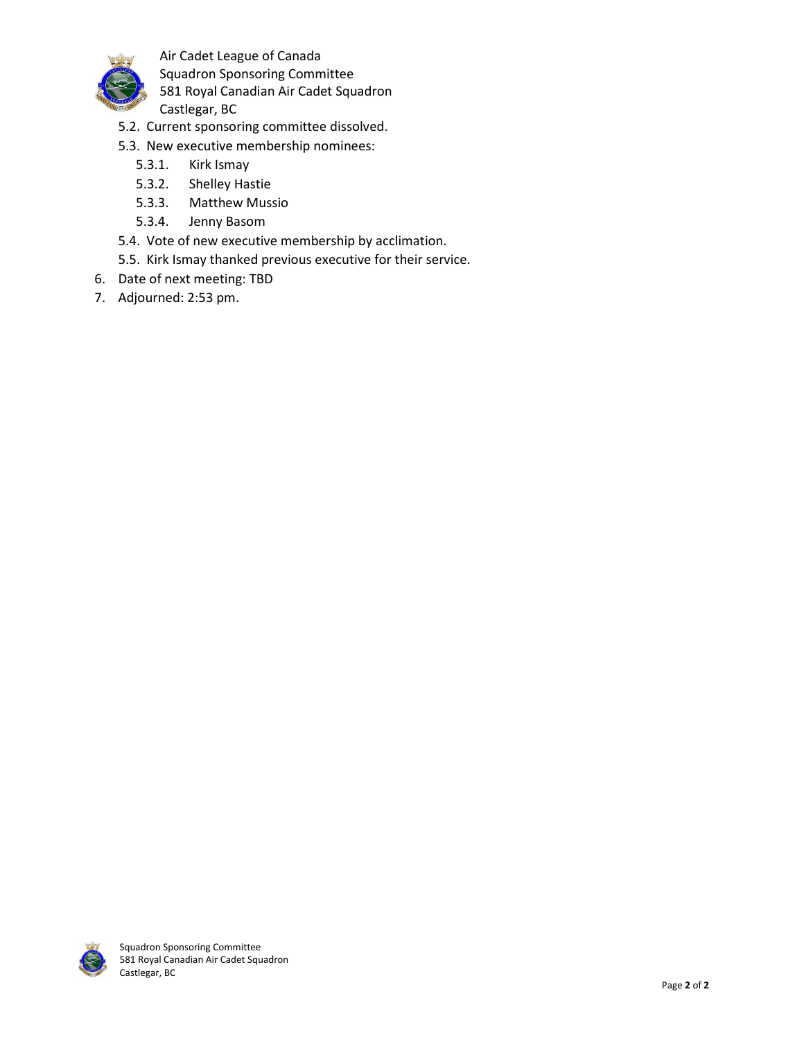- 5.2. Current sponsoring committee dissolved.
- 5.3. New executive membership nominees:
  - 5.3.1. Kirk Ismay
  - 5.3.2. Shelley Hastie
  - 5.3.3. Matthew Mussio
  - 5.3.4. Jenny Basom
- 5.4. Vote of new executive membership by acclimation.
- 5.5. Kirk Ismay thanked previous executive for their service.

6. Date of next meeting: TBD
7. Adjourned: 2:53 pm.